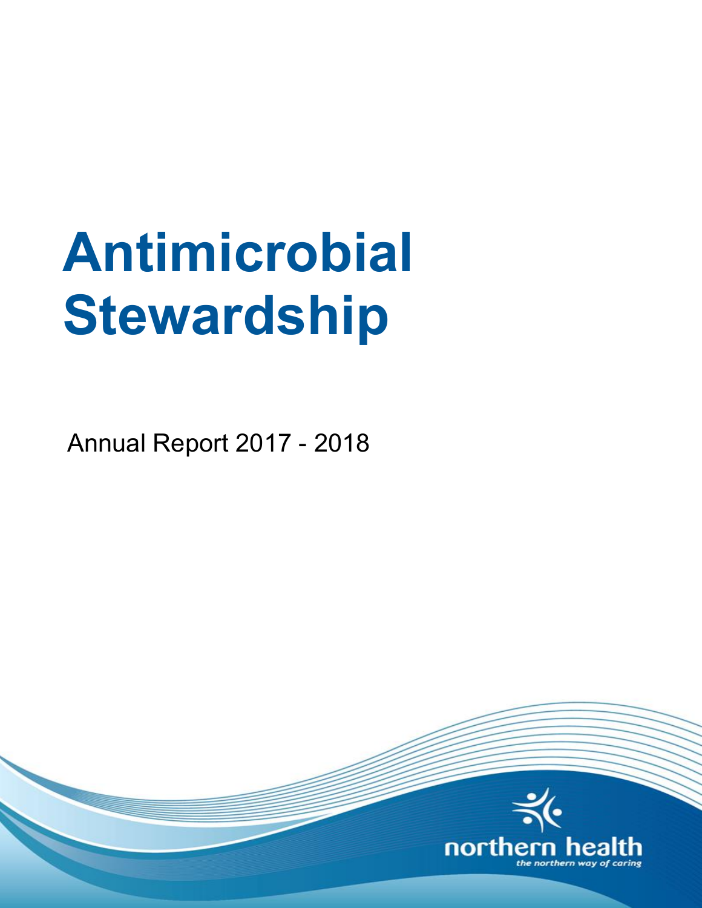# Antimicrobial Stewardship

Annual Report 2017 - 2018

northern health

*the northern way of caring*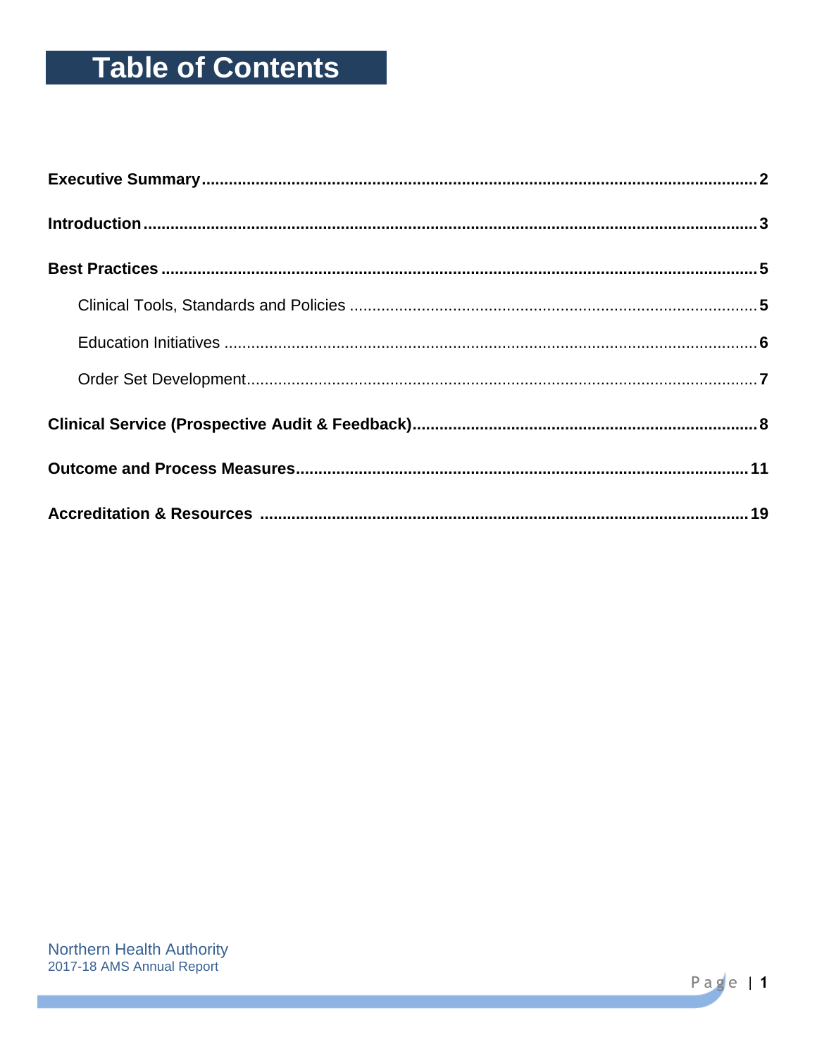# Table of Contents

**Executive Summary** .......... **2**

**Introduction** .......... **3**

**Best Practices** .......... **5**

- Clinical Tools, Standards and Policies .......... **5**
- Education Initiatives .......... **6**
- Order Set Development .......... **7**

**Clinical Service (Prospective Audit & Feedback)** .......... **8**

**Outcome and Process Measures** .......... **11**

**Accreditation & Resources** .......... **19**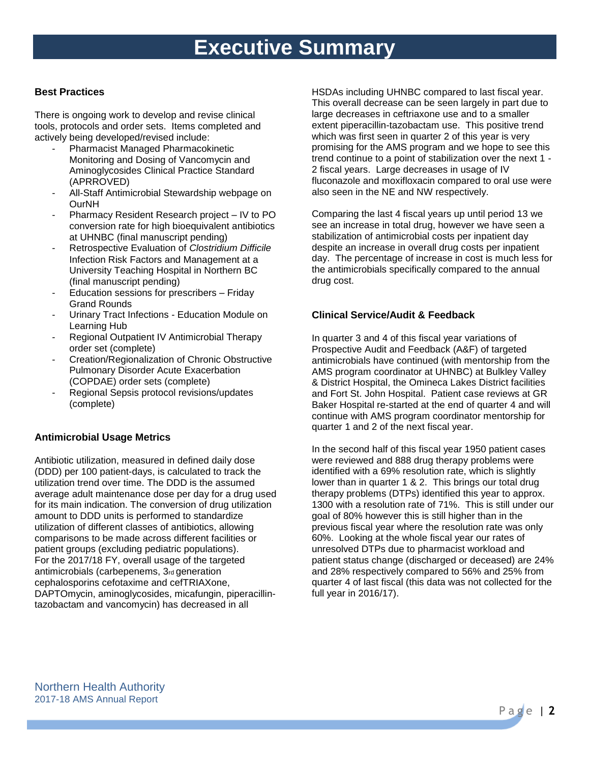# Executive Summary

## Best Practices

There is ongoing work to develop and revise clinical tools, protocols and order sets. Items completed and actively being developed/revised include:

- Pharmacist Managed Pharmacokinetic Monitoring and Dosing of Vancomycin and Aminoglycosides Clinical Practice Standard (APRROVED)
- All-Staff Antimicrobial Stewardship webpage on OurNH
- Pharmacy Resident Research project – IV to PO conversion rate for high bioequivalent antibiotics at UHNBC (final manuscript pending)
- Retrospective Evaluation of *Clostridium Difficile* Infection Risk Factors and Management at a University Teaching Hospital in Northern BC (final manuscript pending)
- Education sessions for prescribers – Friday Grand Rounds
- Urinary Tract Infections - Education Module on Learning Hub
- Regional Outpatient IV Antimicrobial Therapy order set (complete)
- Creation/Regionalization of Chronic Obstructive Pulmonary Disorder Acute Exacerbation (COPDAE) order sets (complete)
- Regional Sepsis protocol revisions/updates (complete)

## Antimicrobial Usage Metrics

Antibiotic utilization, measured in defined daily dose (DDD) per 100 patient-days, is calculated to track the utilization trend over time. The DDD is the assumed average adult maintenance dose per day for a drug used for its main indication. The conversion of drug utilization amount to DDD units is performed to standardize utilization of different classes of antibiotics, allowing comparisons to be made across different facilities or patient groups (excluding pediatric populations). For the 2017/18 FY, overall usage of the targeted antimicrobials (carbepenems, 3rd generation cephalosporins cefotaxime and cefTRIAXone, DAPTOmycin, aminoglycosides, micafungin, piperacillin-tazobactam and vancomycin) has decreased in all HSDAs including UHNBC compared to last fiscal year. This overall decrease can be seen largely in part due to large decreases in ceftriaxone use and to a smaller extent piperacillin-tazobactam use. This positive trend which was first seen in quarter 2 of this year is very promising for the AMS program and we hope to see this trend continue to a point of stabilization over the next 1 - 2 fiscal years. Large decreases in usage of IV fluconazole and moxifloxacin compared to oral use were also seen in the NE and NW respectively.

Comparing the last 4 fiscal years up until period 13 we see an increase in total drug, however we have seen a stabilization of antimicrobial costs per inpatient day despite an increase in overall drug costs per inpatient day. The percentage of increase in cost is much less for the antimicrobials specifically compared to the annual drug cost.

## Clinical Service/Audit & Feedback

In quarter 3 and 4 of this fiscal year variations of Prospective Audit and Feedback (A&F) of targeted antimicrobials have continued (with mentorship from the AMS program coordinator at UHNBC) at Bulkley Valley & District Hospital, the Omineca Lakes District facilities and Fort St. John Hospital. Patient case reviews at GR Baker Hospital re-started at the end of quarter 4 and will continue with AMS program coordinator mentorship for quarter 1 and 2 of the next fiscal year.

In the second half of this fiscal year 1950 patient cases were reviewed and 888 drug therapy problems were identified with a 69% resolution rate, which is slightly lower than in quarter 1 & 2. This brings our total drug therapy problems (DTPs) identified this year to approx. 1300 with a resolution rate of 71%. This is still under our goal of 80% however this is still higher than in the previous fiscal year where the resolution rate was only 60%. Looking at the whole fiscal year our rates of unresolved DTPs due to pharmacist workload and patient status change (discharged or deceased) are 24% and 28% respectively compared to 56% and 25% from quarter 4 of last fiscal (this data was not collected for the full year in 2016/17).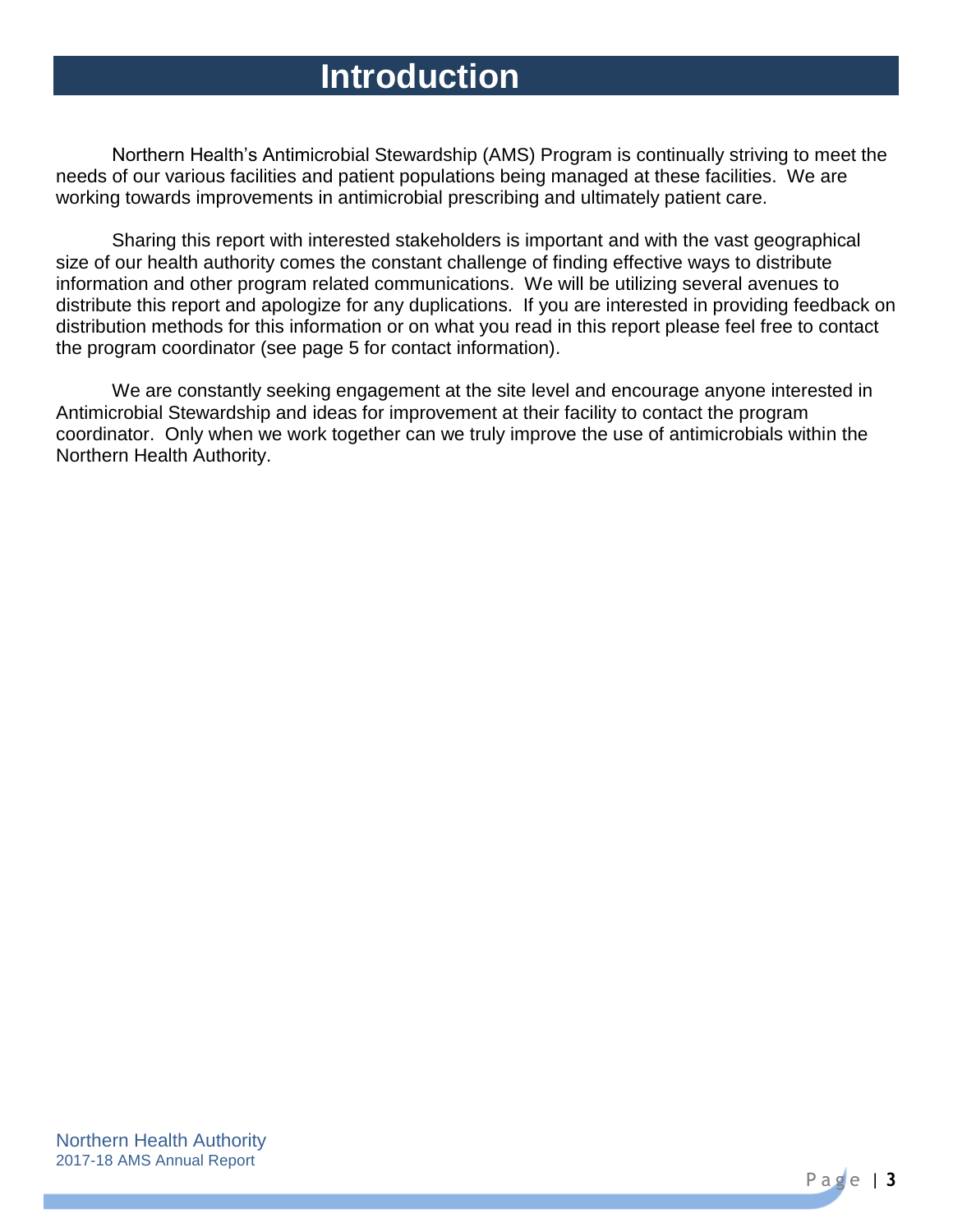# Introduction

Northern Health's Antimicrobial Stewardship (AMS) Program is continually striving to meet the needs of our various facilities and patient populations being managed at these facilities. We are working towards improvements in antimicrobial prescribing and ultimately patient care.

Sharing this report with interested stakeholders is important and with the vast geographical size of our health authority comes the constant challenge of finding effective ways to distribute information and other program related communications. We will be utilizing several avenues to distribute this report and apologize for any duplications. If you are interested in providing feedback on distribution methods for this information or on what you read in this report please feel free to contact the program coordinator (see page 5 for contact information).

We are constantly seeking engagement at the site level and encourage anyone interested in Antimicrobial Stewardship and ideas for improvement at their facility to contact the program coordinator. Only when we work together can we truly improve the use of antimicrobials within the Northern Health Authority.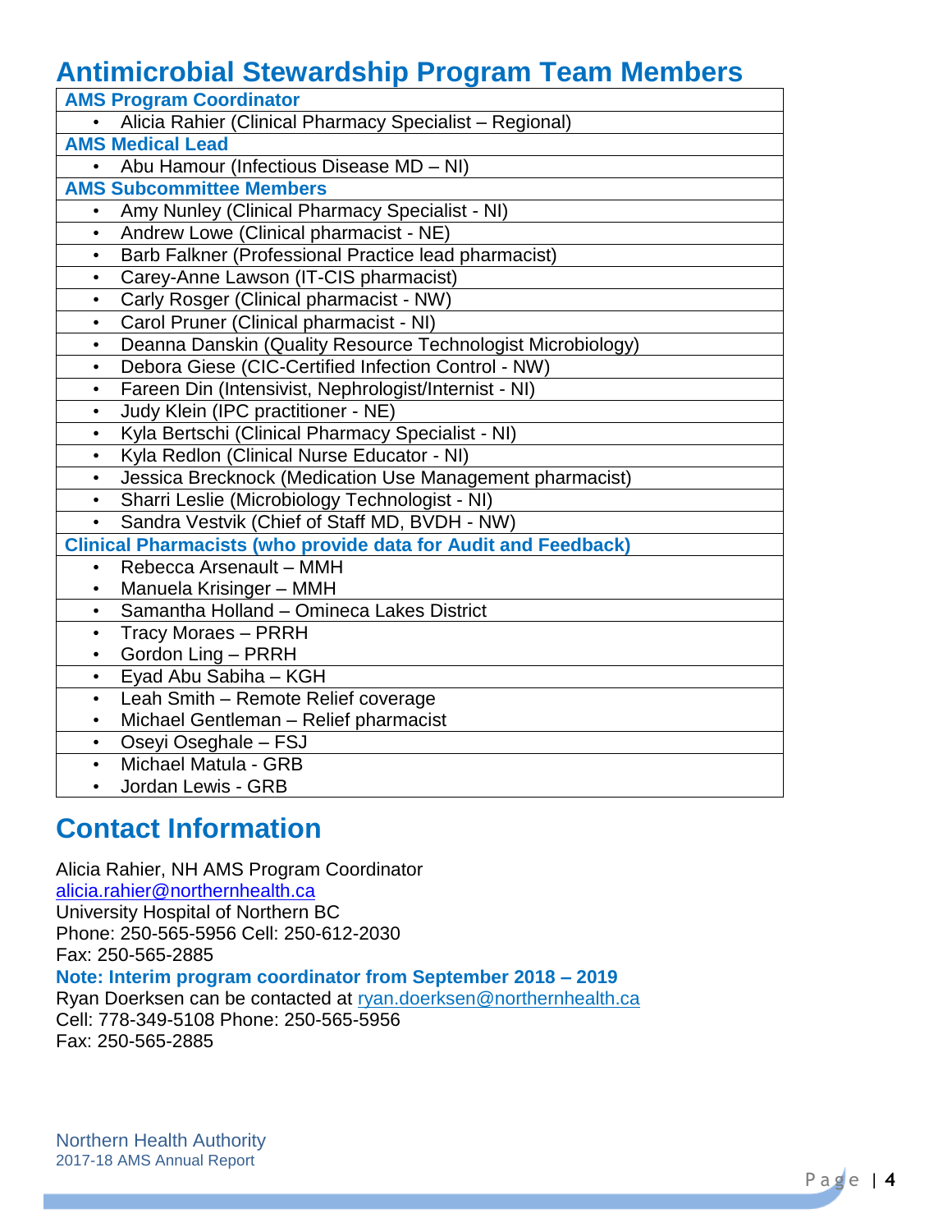# Antimicrobial Stewardship Program Team Members

| AMS Program Coordinator |
| --- |
| • Alicia Rahier (Clinical Pharmacy Specialist – Regional) |
| **AMS Medical Lead** |
| • Abu Hamour (Infectious Disease MD – NI) |
| **AMS Subcommittee Members** |
| • Amy Nunley (Clinical Pharmacy Specialist - NI) |
| • Andrew Lowe (Clinical pharmacist - NE) |
| • Barb Falkner (Professional Practice lead pharmacist) |
| • Carey-Anne Lawson (IT-CIS pharmacist) |
| • Carly Rosger (Clinical pharmacist - NW) |
| • Carol Pruner (Clinical pharmacist - NI) |
| • Deanna Danskin (Quality Resource Technologist Microbiology) |
| • Debora Giese (CIC-Certified Infection Control - NW) |
| • Fareen Din (Intensivist, Nephrologist/Internist - NI) |
| • Judy Klein (IPC practitioner - NE) |
| • Kyla Bertschi (Clinical Pharmacy Specialist - NI) |
| • Kyla Redlon (Clinical Nurse Educator - NI) |
| • Jessica Brecknock (Medication Use Management pharmacist) |
| • Sharri Leslie (Microbiology Technologist - NI) |
| • Sandra Vestvik (Chief of Staff MD, BVDH - NW) |
| **Clinical Pharmacists (who provide data for Audit and Feedback)** |
| • Rebecca Arsenault – MMH<br>• Manuela Krisinger – MMH |
| • Samantha Holland – Omineca Lakes District |
| • Tracy Moraes – PRRH<br>• Gordon Ling – PRRH |
| • Eyad Abu Sabiha – KGH |
| • Leah Smith – Remote Relief coverage<br>• Michael Gentleman – Relief pharmacist |
| • Oseyi Oseghale – FSJ |
| • Michael Matula - GRB<br>• Jordan Lewis - GRB |

# Contact Information

Alicia Rahier, NH AMS Program Coordinator
alicia.rahier@northernhealth.ca
University Hospital of Northern BC
Phone: 250-565-5956 Cell: 250-612-2030
Fax: 250-565-2885

**Note: Interim program coordinator from September 2018 – 2019**

Ryan Doerksen can be contacted at ryan.doerksen@northernhealth.ca
Cell: 778-349-5108 Phone: 250-565-5956
Fax: 250-565-2885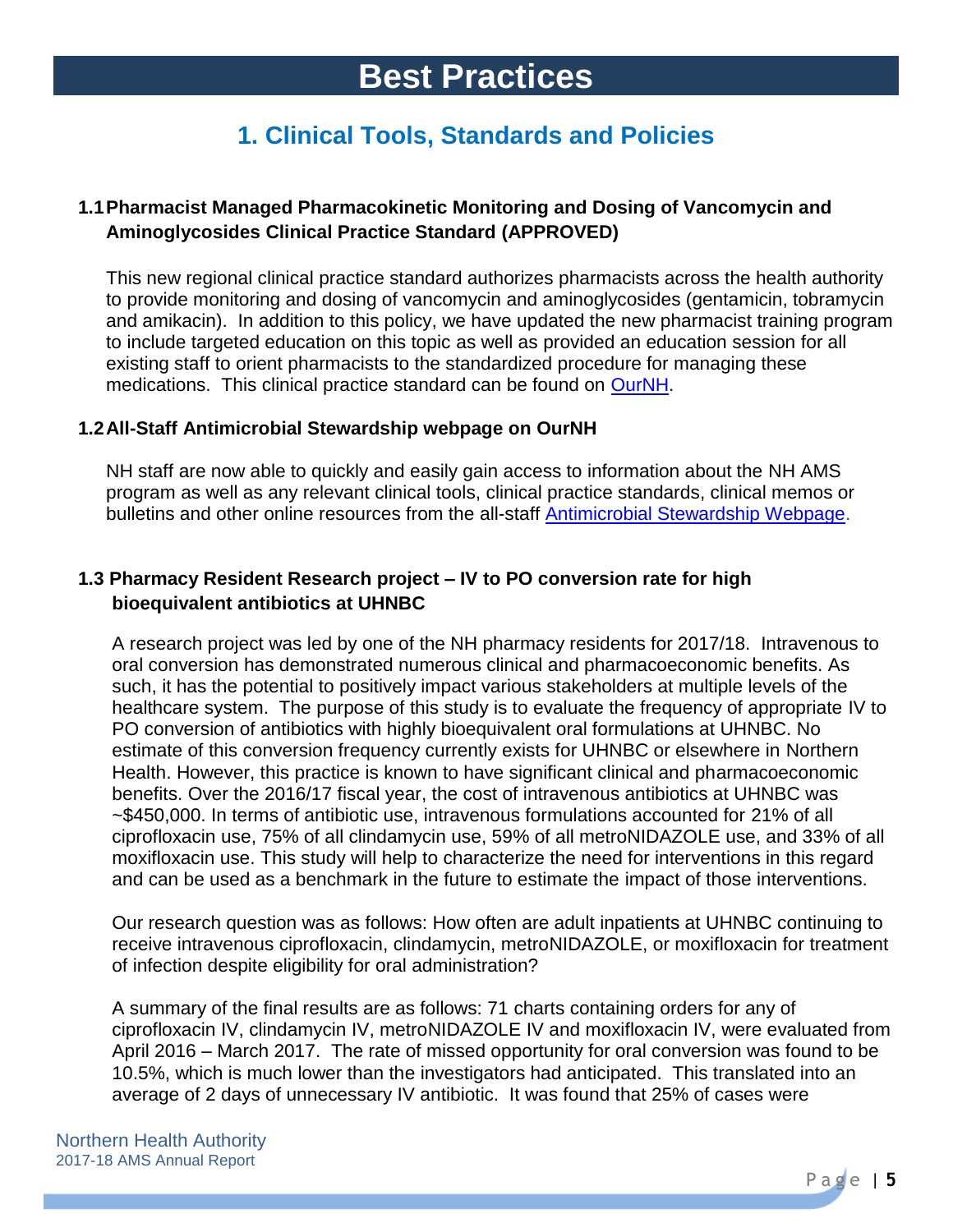# Best Practices

## 1. Clinical Tools, Standards and Policies

### 1.1 Pharmacist Managed Pharmacokinetic Monitoring and Dosing of Vancomycin and Aminoglycosides Clinical Practice Standard (APPROVED)

This new regional clinical practice standard authorizes pharmacists across the health authority to provide monitoring and dosing of vancomycin and aminoglycosides (gentamicin, tobramycin and amikacin). In addition to this policy, we have updated the new pharmacist training program to include targeted education on this topic as well as provided an education session for all existing staff to orient pharmacists to the standardized procedure for managing these medications. This clinical practice standard can be found on OurNH.

### 1.2 All-Staff Antimicrobial Stewardship webpage on OurNH

NH staff are now able to quickly and easily gain access to information about the NH AMS program as well as any relevant clinical tools, clinical practice standards, clinical memos or bulletins and other online resources from the all-staff Antimicrobial Stewardship Webpage.

### 1.3 Pharmacy Resident Research project – IV to PO conversion rate for high bioequivalent antibiotics at UHNBC

A research project was led by one of the NH pharmacy residents for 2017/18. Intravenous to oral conversion has demonstrated numerous clinical and pharmacoeconomic benefits. As such, it has the potential to positively impact various stakeholders at multiple levels of the healthcare system. The purpose of this study is to evaluate the frequency of appropriate IV to PO conversion of antibiotics with highly bioequivalent oral formulations at UHNBC. No estimate of this conversion frequency currently exists for UHNBC or elsewhere in Northern Health. However, this practice is known to have significant clinical and pharmacoeconomic benefits. Over the 2016/17 fiscal year, the cost of intravenous antibiotics at UHNBC was ~$450,000. In terms of antibiotic use, intravenous formulations accounted for 21% of all ciprofloxacin use, 75% of all clindamycin use, 59% of all metroNIDAZOLE use, and 33% of all moxifloxacin use. This study will help to characterize the need for interventions in this regard and can be used as a benchmark in the future to estimate the impact of those interventions.

Our research question was as follows: How often are adult inpatients at UHNBC continuing to receive intravenous ciprofloxacin, clindamycin, metroNIDAZOLE, or moxifloxacin for treatment of infection despite eligibility for oral administration?

A summary of the final results are as follows: 71 charts containing orders for any of ciprofloxacin IV, clindamycin IV, metroNIDAZOLE IV and moxifloxacin IV, were evaluated from April 2016 – March 2017. The rate of missed opportunity for oral conversion was found to be 10.5%, which is much lower than the investigators had anticipated. This translated into an average of 2 days of unnecessary IV antibiotic. It was found that 25% of cases were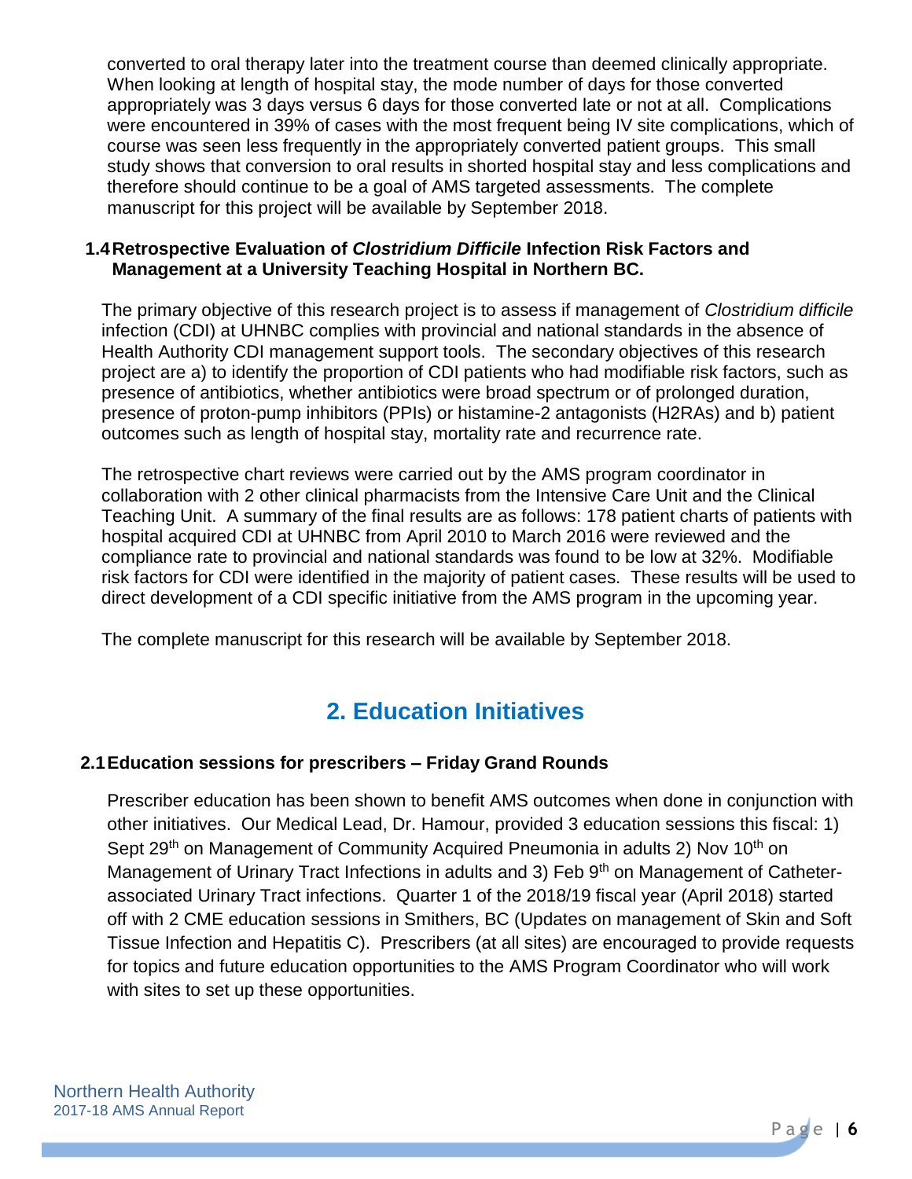converted to oral therapy later into the treatment course than deemed clinically appropriate. When looking at length of hospital stay, the mode number of days for those converted appropriately was 3 days versus 6 days for those converted late or not at all. Complications were encountered in 39% of cases with the most frequent being IV site complications, which of course was seen less frequently in the appropriately converted patient groups. This small study shows that conversion to oral results in shorted hospital stay and less complications and therefore should continue to be a goal of AMS targeted assessments. The complete manuscript for this project will be available by September 2018.

### 1.4 Retrospective Evaluation of *Clostridium Difficile* Infection Risk Factors and Management at a University Teaching Hospital in Northern BC.

The primary objective of this research project is to assess if management of *Clostridium difficile* infection (CDI) at UHNBC complies with provincial and national standards in the absence of Health Authority CDI management support tools. The secondary objectives of this research project are a) to identify the proportion of CDI patients who had modifiable risk factors, such as presence of antibiotics, whether antibiotics were broad spectrum or of prolonged duration, presence of proton-pump inhibitors (PPIs) or histamine-2 antagonists (H2RAs) and b) patient outcomes such as length of hospital stay, mortality rate and recurrence rate.

The retrospective chart reviews were carried out by the AMS program coordinator in collaboration with 2 other clinical pharmacists from the Intensive Care Unit and the Clinical Teaching Unit. A summary of the final results are as follows: 178 patient charts of patients with hospital acquired CDI at UHNBC from April 2010 to March 2016 were reviewed and the compliance rate to provincial and national standards was found to be low at 32%. Modifiable risk factors for CDI were identified in the majority of patient cases. These results will be used to direct development of a CDI specific initiative from the AMS program in the upcoming year.

The complete manuscript for this research will be available by September 2018.

## 2. Education Initiatives

### 2.1 Education sessions for prescribers – Friday Grand Rounds

Prescriber education has been shown to benefit AMS outcomes when done in conjunction with other initiatives. Our Medical Lead, Dr. Hamour, provided 3 education sessions this fiscal: 1) Sept 29th on Management of Community Acquired Pneumonia in adults 2) Nov 10th on Management of Urinary Tract Infections in adults and 3) Feb 9th on Management of Catheter-associated Urinary Tract infections. Quarter 1 of the 2018/19 fiscal year (April 2018) started off with 2 CME education sessions in Smithers, BC (Updates on management of Skin and Soft Tissue Infection and Hepatitis C). Prescribers (at all sites) are encouraged to provide requests for topics and future education opportunities to the AMS Program Coordinator who will work with sites to set up these opportunities.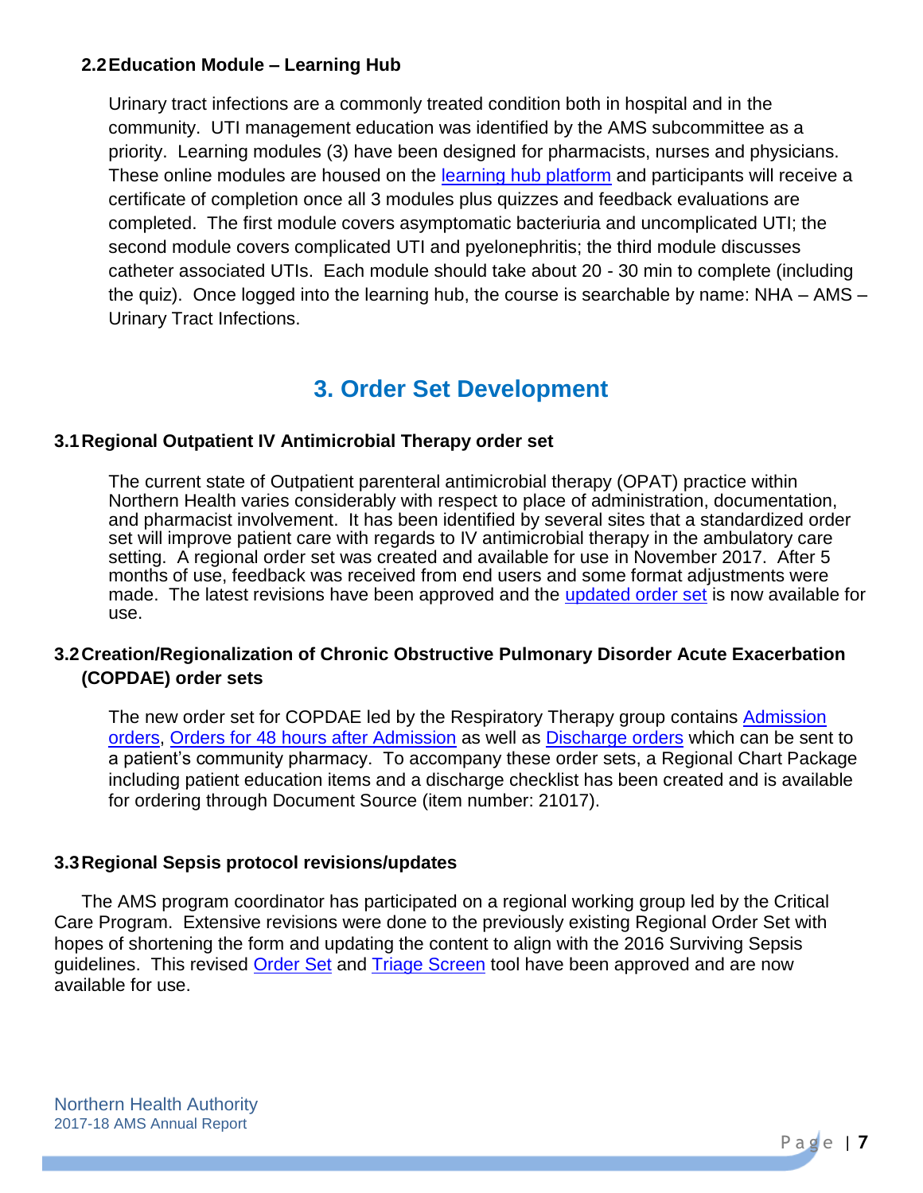### 2.2 Education Module – Learning Hub

Urinary tract infections are a commonly treated condition both in hospital and in the community. UTI management education was identified by the AMS subcommittee as a priority. Learning modules (3) have been designed for pharmacists, nurses and physicians. These online modules are housed on the learning hub platform and participants will receive a certificate of completion once all 3 modules plus quizzes and feedback evaluations are completed. The first module covers asymptomatic bacteriuria and uncomplicated UTI; the second module covers complicated UTI and pyelonephritis; the third module discusses catheter associated UTIs. Each module should take about 20 - 30 min to complete (including the quiz). Once logged into the learning hub, the course is searchable by name: NHA – AMS – Urinary Tract Infections.

## 3. Order Set Development

### 3.1 Regional Outpatient IV Antimicrobial Therapy order set

The current state of Outpatient parenteral antimicrobial therapy (OPAT) practice within Northern Health varies considerably with respect to place of administration, documentation, and pharmacist involvement. It has been identified by several sites that a standardized order set will improve patient care with regards to IV antimicrobial therapy in the ambulatory care setting. A regional order set was created and available for use in November 2017. After 5 months of use, feedback was received from end users and some format adjustments were made. The latest revisions have been approved and the updated order set is now available for use.

### 3.2 Creation/Regionalization of Chronic Obstructive Pulmonary Disorder Acute Exacerbation (COPDAE) order sets

The new order set for COPDAE led by the Respiratory Therapy group contains Admission orders, Orders for 48 hours after Admission as well as Discharge orders which can be sent to a patient's community pharmacy. To accompany these order sets, a Regional Chart Package including patient education items and a discharge checklist has been created and is available for ordering through Document Source (item number: 21017).

### 3.3 Regional Sepsis protocol revisions/updates

The AMS program coordinator has participated on a regional working group led by the Critical Care Program. Extensive revisions were done to the previously existing Regional Order Set with hopes of shortening the form and updating the content to align with the 2016 Surviving Sepsis guidelines. This revised Order Set and Triage Screen tool have been approved and are now available for use.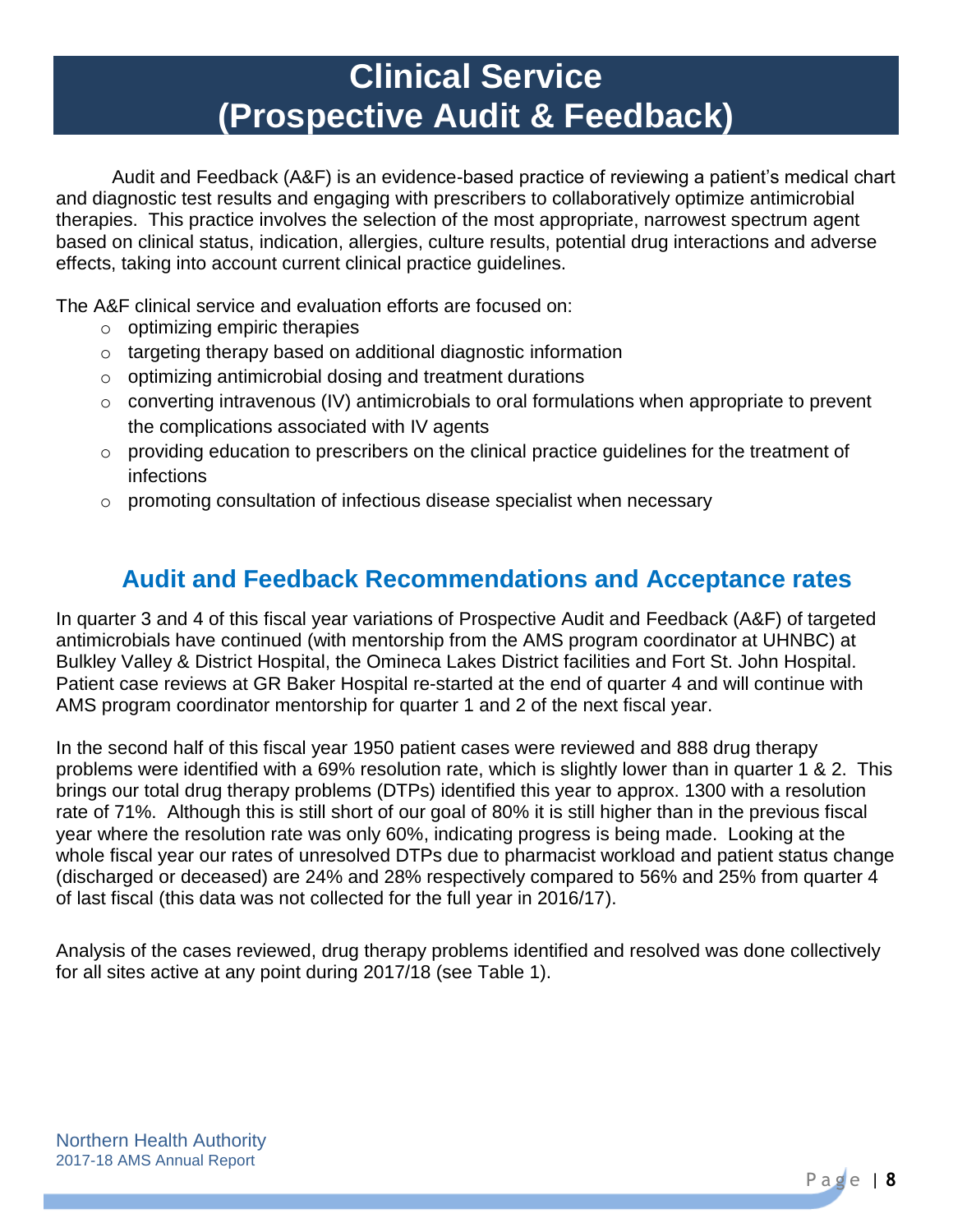# Clinical Service (Prospective Audit & Feedback)

Audit and Feedback (A&F) is an evidence-based practice of reviewing a patient's medical chart and diagnostic test results and engaging with prescribers to collaboratively optimize antimicrobial therapies. This practice involves the selection of the most appropriate, narrowest spectrum agent based on clinical status, indication, allergies, culture results, potential drug interactions and adverse effects, taking into account current clinical practice guidelines.

The A&F clinical service and evaluation efforts are focused on:

- optimizing empiric therapies
- targeting therapy based on additional diagnostic information
- optimizing antimicrobial dosing and treatment durations
- converting intravenous (IV) antimicrobials to oral formulations when appropriate to prevent the complications associated with IV agents
- providing education to prescribers on the clinical practice guidelines for the treatment of infections
- promoting consultation of infectious disease specialist when necessary

## Audit and Feedback Recommendations and Acceptance rates

In quarter 3 and 4 of this fiscal year variations of Prospective Audit and Feedback (A&F) of targeted antimicrobials have continued (with mentorship from the AMS program coordinator at UHNBC) at Bulkley Valley & District Hospital, the Omineca Lakes District facilities and Fort St. John Hospital. Patient case reviews at GR Baker Hospital re-started at the end of quarter 4 and will continue with AMS program coordinator mentorship for quarter 1 and 2 of the next fiscal year.

In the second half of this fiscal year 1950 patient cases were reviewed and 888 drug therapy problems were identified with a 69% resolution rate, which is slightly lower than in quarter 1 & 2. This brings our total drug therapy problems (DTPs) identified this year to approx. 1300 with a resolution rate of 71%. Although this is still short of our goal of 80% it is still higher than in the previous fiscal year where the resolution rate was only 60%, indicating progress is being made. Looking at the whole fiscal year our rates of unresolved DTPs due to pharmacist workload and patient status change (discharged or deceased) are 24% and 28% respectively compared to 56% and 25% from quarter 4 of last fiscal (this data was not collected for the full year in 2016/17).

Analysis of the cases reviewed, drug therapy problems identified and resolved was done collectively for all sites active at any point during 2017/18 (see Table 1).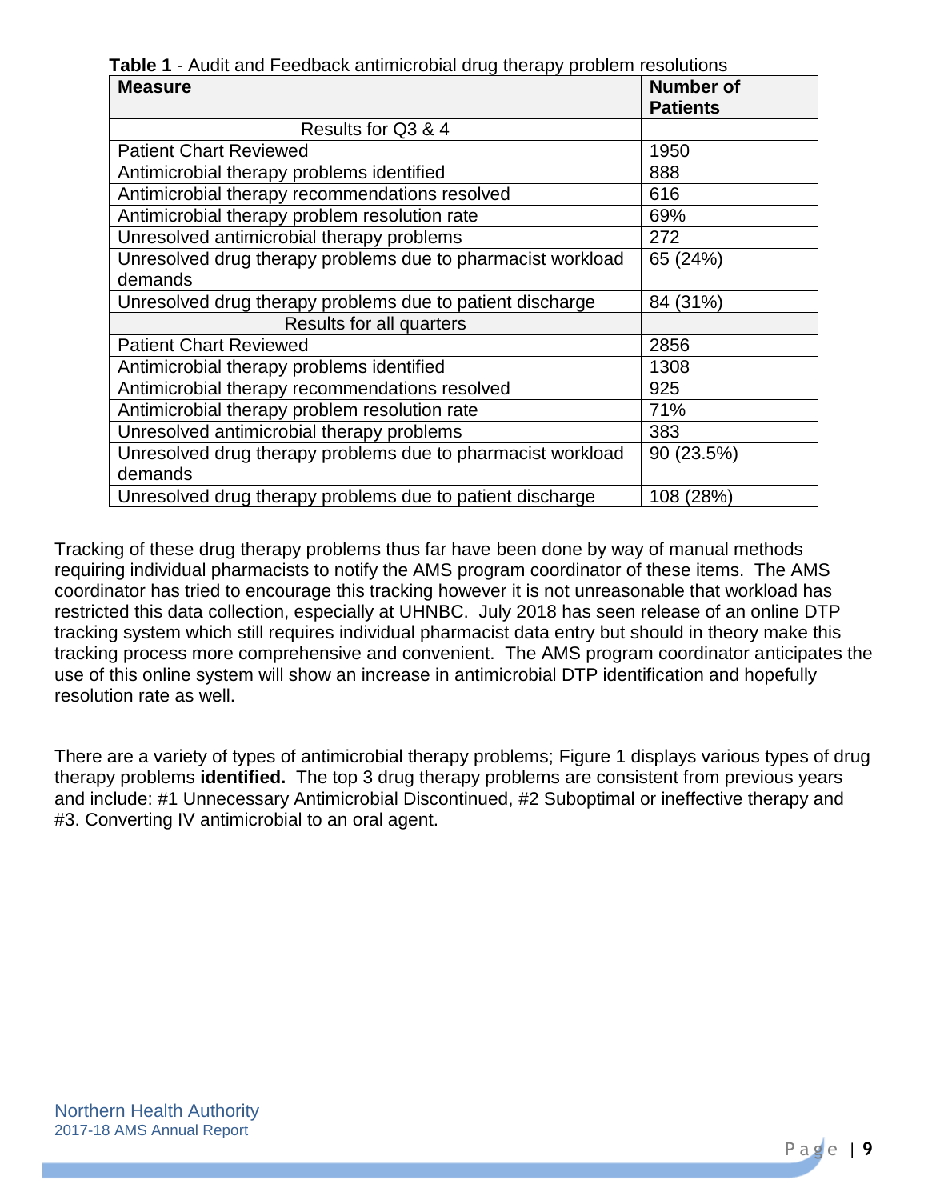**Table 1** - Audit and Feedback antimicrobial drug therapy problem resolutions

| Measure | Number of Patients |
|---|---|
| Results for Q3 & 4 | |
| Patient Chart Reviewed | 1950 |
| Antimicrobial therapy problems identified | 888 |
| Antimicrobial therapy recommendations resolved | 616 |
| Antimicrobial therapy problem resolution rate | 69% |
| Unresolved antimicrobial therapy problems | 272 |
| Unresolved drug therapy problems due to pharmacist workload demands | 65 (24%) |
| Unresolved drug therapy problems due to patient discharge | 84 (31%) |
| Results for all quarters | |
| Patient Chart Reviewed | 2856 |
| Antimicrobial therapy problems identified | 1308 |
| Antimicrobial therapy recommendations resolved | 925 |
| Antimicrobial therapy problem resolution rate | 71% |
| Unresolved antimicrobial therapy problems | 383 |
| Unresolved drug therapy problems due to pharmacist workload demands | 90 (23.5%) |
| Unresolved drug therapy problems due to patient discharge | 108 (28%) |

Tracking of these drug therapy problems thus far have been done by way of manual methods requiring individual pharmacists to notify the AMS program coordinator of these items. The AMS coordinator has tried to encourage this tracking however it is not unreasonable that workload has restricted this data collection, especially at UHNBC. July 2018 has seen release of an online DTP tracking system which still requires individual pharmacist data entry but should in theory make this tracking process more comprehensive and convenient. The AMS program coordinator anticipates the use of this online system will show an increase in antimicrobial DTP identification and hopefully resolution rate as well.

There are a variety of types of antimicrobial therapy problems; Figure 1 displays various types of drug therapy problems **identified.** The top 3 drug therapy problems are consistent from previous years and include: #1 Unnecessary Antimicrobial Discontinued, #2 Suboptimal or ineffective therapy and #3. Converting IV antimicrobial to an oral agent.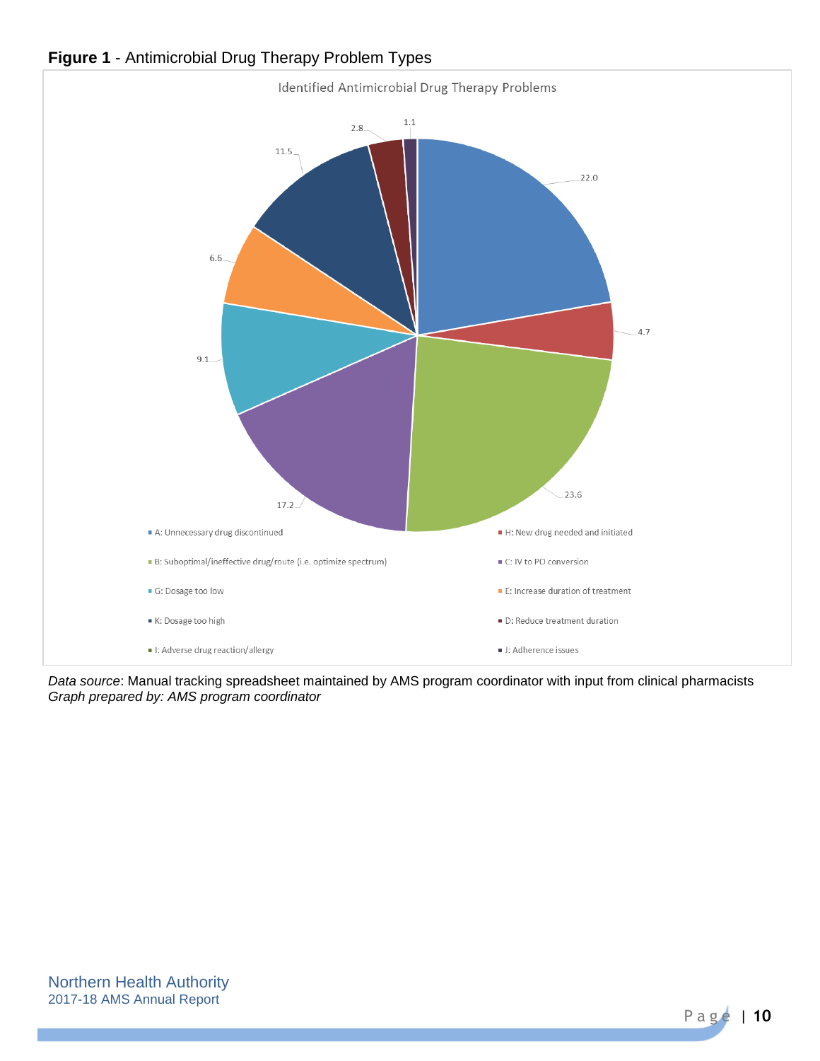**Figure 1** - Antimicrobial Drug Therapy Problem Types

Identified Antimicrobial Drug Therapy Problems

| Problem Type | % |
|---|---|
| A: Unnecessary drug discontinued | 22.0 |
| H: New drug needed and initiated | 4.7 |
| B: Suboptimal/ineffective drug/route (i.e. optimize spectrum) | 23.6 |
| C: IV to PO conversion | 17.2 |
| G: Dosage too low | 9.1 |
| E: Increase duration of treatment | 6.6 |
| K: Dosage too high | 11.5 |
| D: Reduce treatment duration | 2.8 |
| I: Adverse drug reaction/allergy | |
| J: Adherence issues | 1.1 |

*Data source*: Manual tracking spreadsheet maintained by AMS program coordinator with input from clinical pharmacists
*Graph prepared by: AMS program coordinator*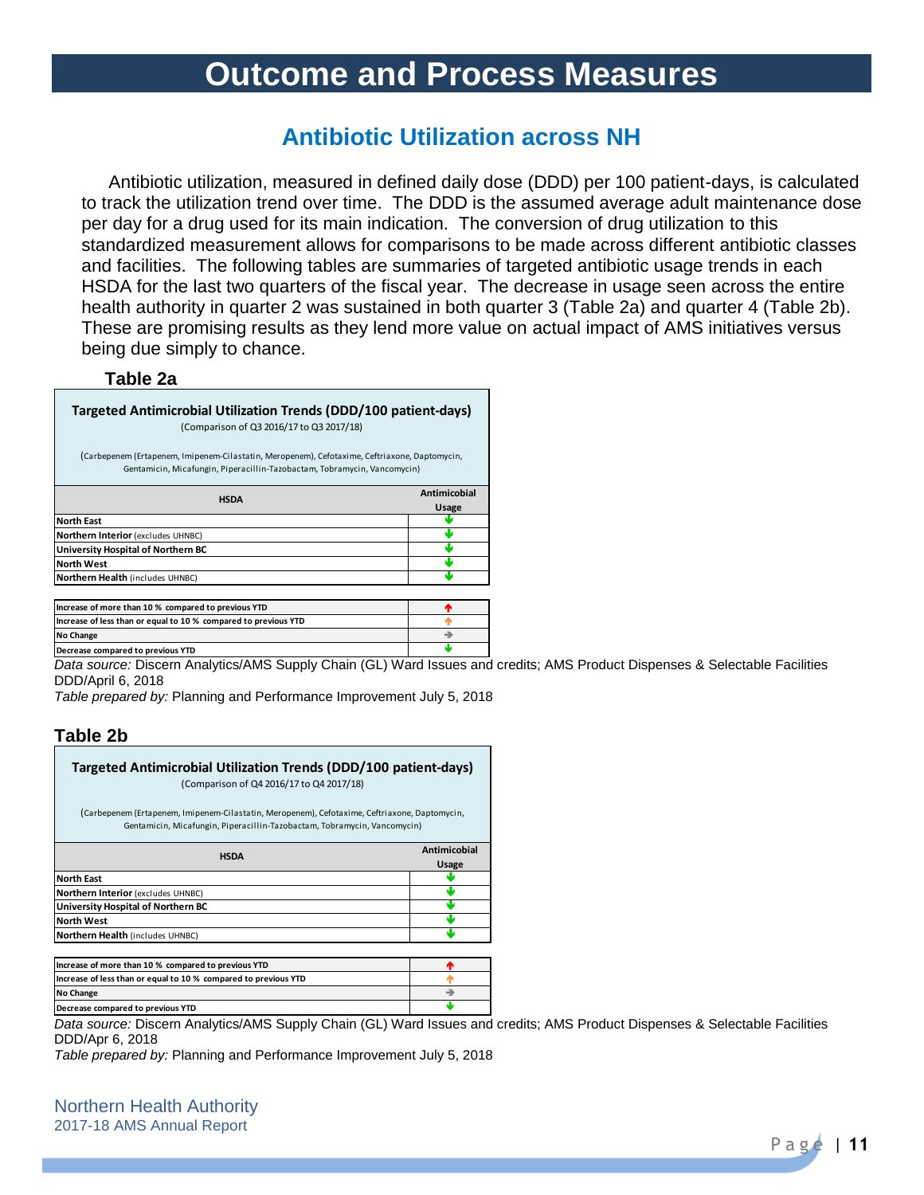# Outcome and Process Measures

## Antibiotic Utilization across NH

Antibiotic utilization, measured in defined daily dose (DDD) per 100 patient-days, is calculated to track the utilization trend over time. The DDD is the assumed average adult maintenance dose per day for a drug used for its main indication. The conversion of drug utilization to this standardized measurement allows for comparisons to be made across different antibiotic classes and facilities. The following tables are summaries of targeted antibiotic usage trends in each HSDA for the last two quarters of the fiscal year. The decrease in usage seen across the entire health authority in quarter 2 was sustained in both quarter 3 (Table 2a) and quarter 4 (Table 2b). These are promising results as they lend more value on actual impact of AMS initiatives versus being due simply to chance.

### Table 2a

**Targeted Antimicrobial Utilization Trends (DDD/100 patient-days)**
(Comparison of Q3 2016/17 to Q3 2017/18)

(Carbepenem (Ertapenem, Imipenem-Cilastatin, Meropenem), Cefotaxime, Ceftriaxone, Daptomycin, Gentamicin, Micafungin, Piperacillin-Tazobactam, Tobramycin, Vancomycin)

| HSDA | Antimicobial Usage |
|---|---|
| **North East** | ↓ |
| **Northern Interior** (excludes UHNBC) | ↓ |
| **University Hospital of Northern BC** | ↓ |
| **North West** | ↓ |
| **Northern Health** (includes UHNBC) | ↓ |

| Legend | |
|---|---|
| Increase of more than 10 % compared to previous YTD | ↑ (red) |
| Increase of less than or equal to 10 % compared to previous YTD | ↑ (orange) |
| No Change | → |
| Decrease compared to previous YTD | ↓ |

*Data source:* Discern Analytics/AMS Supply Chain (GL) Ward Issues and credits; AMS Product Dispenses & Selectable Facilities DDD/April 6, 2018
*Table prepared by:* Planning and Performance Improvement July 5, 2018

### Table 2b

**Targeted Antimicrobial Utilization Trends (DDD/100 patient-days)**
(Comparison of Q4 2016/17 to Q4 2017/18)

(Carbepenem (Ertapenem, Imipenem-Cilastatin, Meropenem), Cefotaxime, Ceftriaxone, Daptomycin, Gentamicin, Micafungin, Piperacillin-Tazobactam, Tobramycin, Vancomycin)

| HSDA | Antimicobial Usage |
|---|---|
| **North East** | ↓ |
| **Northern Interior** (excludes UHNBC) | ↓ |
| **University Hospital of Northern BC** | ↓ |
| **North West** | ↓ |
| **Northern Health** (includes UHNBC) | ↓ |

| Legend | |
|---|---|
| Increase of more than 10 % compared to previous YTD | ↑ (red) |
| Increase of less than or equal to 10 % compared to previous YTD | ↑ (orange) |
| No Change | → |
| Decrease compared to previous YTD | ↓ |

*Data source:* Discern Analytics/AMS Supply Chain (GL) Ward Issues and credits; AMS Product Dispenses & Selectable Facilities DDD/Apr 6, 2018
*Table prepared by:* Planning and Performance Improvement July 5, 2018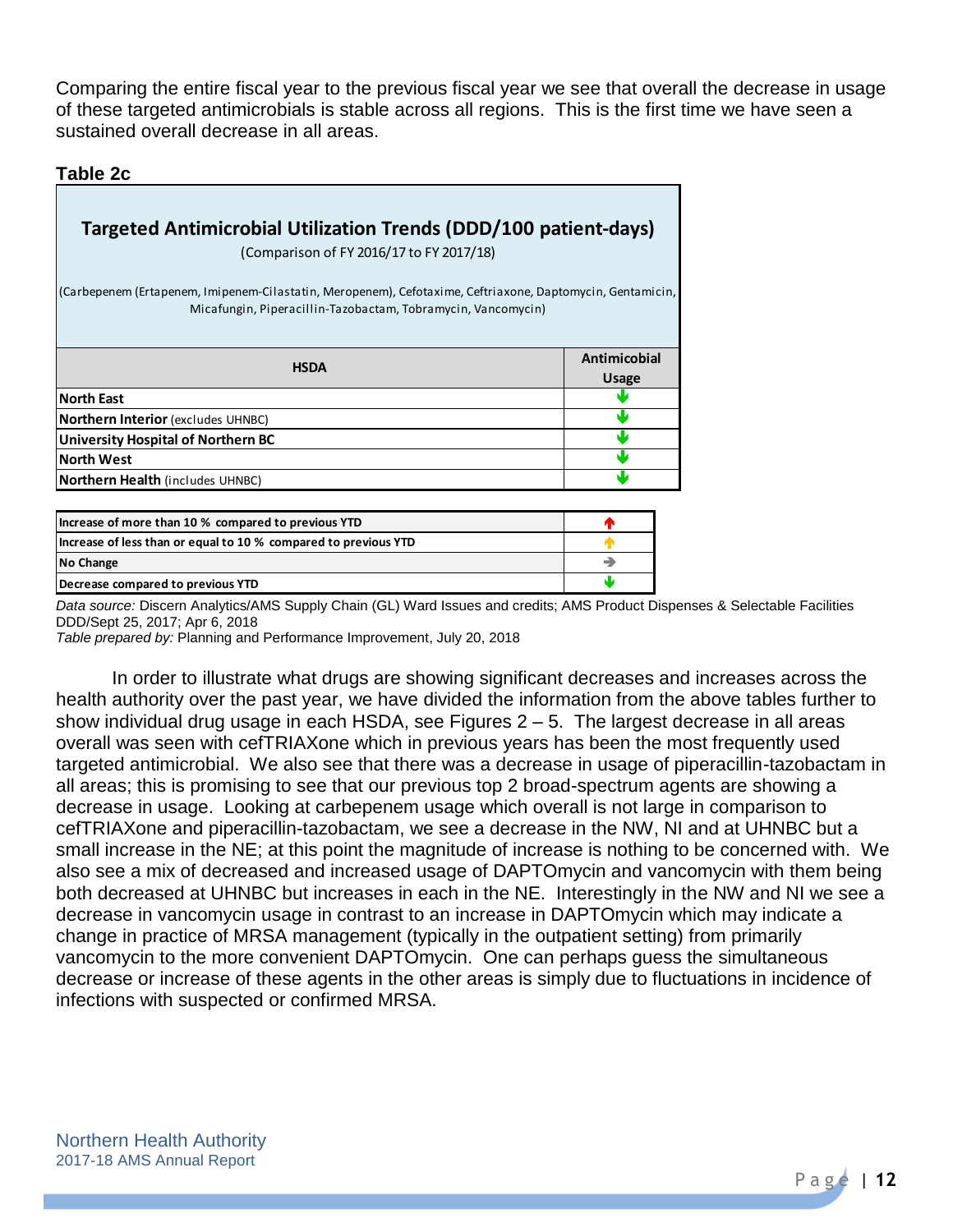Comparing the entire fiscal year to the previous fiscal year we see that overall the decrease in usage of these targeted antimicrobials is stable across all regions. This is the first time we have seen a sustained overall decrease in all areas.

**Table 2c**

**Targeted Antimicrobial Utilization Trends (DDD/100 patient-days)**

(Comparison of FY 2016/17 to FY 2017/18)

(Carbepenem (Ertapenem, Imipenem-Cilastatin, Meropenem), Cefotaxime, Ceftriaxone, Daptomycin, Gentamicin, Micafungin, Piperacillin-Tazobactam, Tobramycin, Vancomycin)

| HSDA | Antimicobial Usage |
|---|---|
| **North East** | ↓ |
| **Northern Interior** (excludes UHNBC) | ↓ |
| **University Hospital of Northern BC** | ↓ |
| **North West** | ↓ |
| **Northern Health** (includes UHNBC) | ↓ |

| Legend | |
|---|---|
| **Increase of more than 10 % compared to previous YTD** | ↑ (red) |
| **Increase of less than or equal to 10 % compared to previous YTD** | ↑ (orange) |
| **No Change** | → |
| **Decrease compared to previous YTD** | ↓ |

*Data source:* Discern Analytics/AMS Supply Chain (GL) Ward Issues and credits; AMS Product Dispenses & Selectable Facilities DDD/Sept 25, 2017; Apr 6, 2018

*Table prepared by:* Planning and Performance Improvement, July 20, 2018

In order to illustrate what drugs are showing significant decreases and increases across the health authority over the past year, we have divided the information from the above tables further to show individual drug usage in each HSDA, see Figures 2 – 5. The largest decrease in all areas overall was seen with cefTRIAXone which in previous years has been the most frequently used targeted antimicrobial. We also see that there was a decrease in usage of piperacillin-tazobactam in all areas; this is promising to see that our previous top 2 broad-spectrum agents are showing a decrease in usage. Looking at carbepenem usage which overall is not large in comparison to cefTRIAXone and piperacillin-tazobactam, we see a decrease in the NW, NI and at UHNBC but a small increase in the NE; at this point the magnitude of increase is nothing to be concerned with. We also see a mix of decreased and increased usage of DAPTOmycin and vancomycin with them being both decreased at UHNBC but increases in each in the NE. Interestingly in the NW and NI we see a decrease in vancomycin usage in contrast to an increase in DAPTOmycin which may indicate a change in practice of MRSA management (typically in the outpatient setting) from primarily vancomycin to the more convenient DAPTOmycin. One can perhaps guess the simultaneous decrease or increase of these agents in the other areas is simply due to fluctuations in incidence of infections with suspected or confirmed MRSA.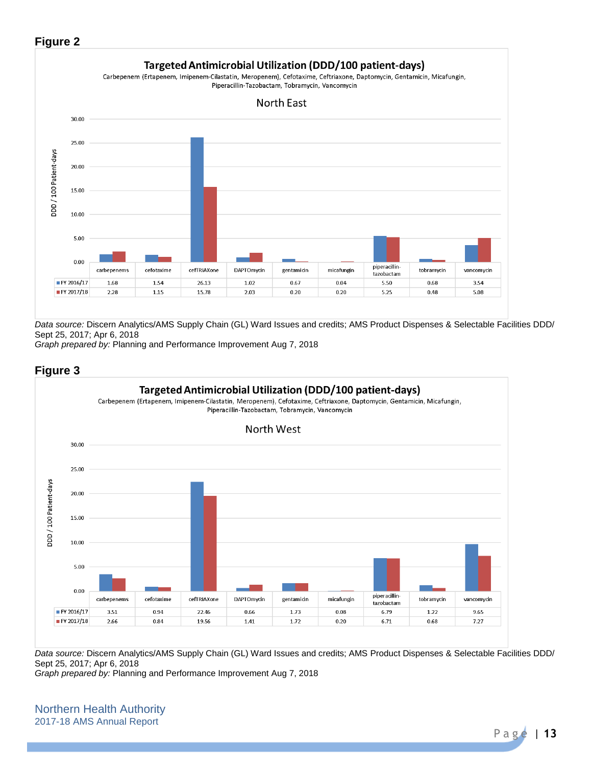**Figure 2**

**Targeted Antimicrobial Utilization (DDD/100 patient-days)**

Carbepenem (Ertapenem, Imipenem-Cilastatin, Meropenem), Cefotaxime, Ceftriaxone, Daptomycin, Gentamicin, Micafungin, Piperacillin-Tazobactam, Tobramycin, Vancomycin

North East

| | carbepenems | cefotaxime | cefTRIAXone | DAPTOmycin | gentamicin | micafungin | piperacillin-tazobactam | tobramycin | vancomycin |
|---|---|---|---|---|---|---|---|---|---|
| FY 2016/17 | 1.68 | 1.54 | 26.13 | 1.02 | 0.67 | 0.04 | 5.50 | 0.68 | 3.54 |
| FY 2017/18 | 2.28 | 1.15 | 15.78 | 2.03 | 0.20 | 0.20 | 5.25 | 0.48 | 5.08 |

*Data source:* Discern Analytics/AMS Supply Chain (GL) Ward Issues and credits; AMS Product Dispenses & Selectable Facilities DDD/ Sept 25, 2017; Apr 6, 2018
*Graph prepared by:* Planning and Performance Improvement Aug 7, 2018

**Figure 3**

**Targeted Antimicrobial Utilization (DDD/100 patient-days)**

Carbepenem (Ertapenem, Imipenem-Cilastatin, Meropenem), Cefotaxime, Ceftriaxone, Daptomycin, Gentamicin, Micafungin, Piperacillin-Tazobactam, Tobramycin, Vancomycin

North West

| | carbepenems | cefotaxime | cefTRIAXone | DAPTOmycin | gentamicin | micafungin | piperacillin-tazobactam | tobramycin | vancomycin |
|---|---|---|---|---|---|---|---|---|---|
| FY 2016/17 | 3.51 | 0.94 | 22.46 | 0.66 | 1.73 | 0.08 | 6.79 | 1.22 | 9.65 |
| FY 2017/18 | 2.66 | 0.84 | 19.56 | 1.41 | 1.72 | 0.20 | 6.71 | 0.68 | 7.27 |

*Data source:* Discern Analytics/AMS Supply Chain (GL) Ward Issues and credits; AMS Product Dispenses & Selectable Facilities DDD/ Sept 25, 2017; Apr 6, 2018
*Graph prepared by:* Planning and Performance Improvement Aug 7, 2018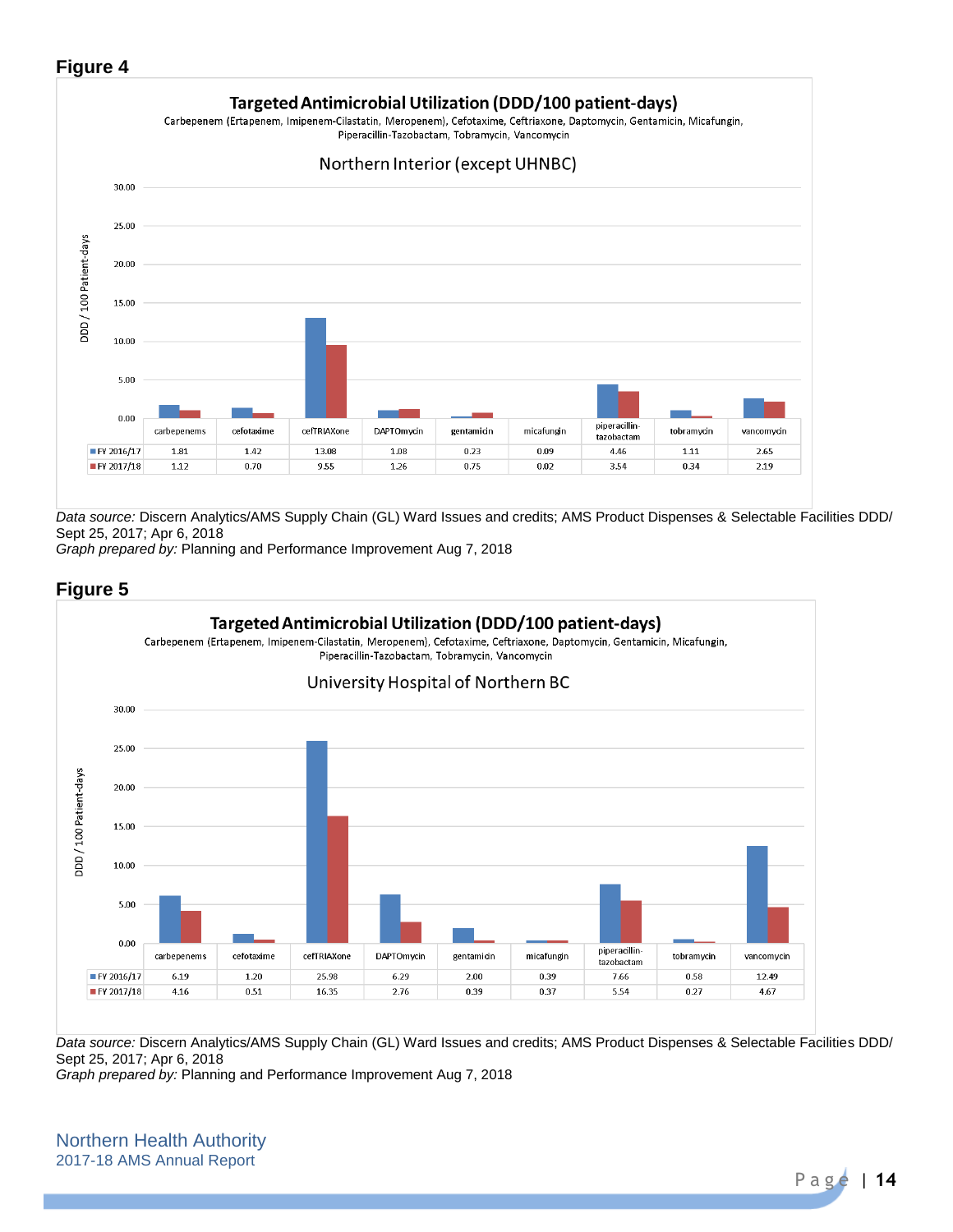## Figure 4

**Targeted Antimicrobial Utilization (DDD/100 patient-days)**

Carbepenem (Ertapenem, Imipenem-Cilastatin, Meropenem), Cefotaxime, Ceftriaxone, Daptomycin, Gentamicin, Micafungin, Piperacillin-Tazobactam, Tobramycin, Vancomycin

Northern Interior (except UHNBC)

DDD / 100 Patient-days

| | carbepenems | cefotaxime | cefTRIAXone | DAPTOmycin | gentamicin | micafungin | piperacillin-tazobactam | tobramycin | vancomycin |
|---|---|---|---|---|---|---|---|---|---|
| FY 2016/17 | 1.81 | 1.42 | 13.08 | 1.08 | 0.23 | 0.09 | 4.46 | 1.11 | 2.65 |
| FY 2017/18 | 1.12 | 0.70 | 9.55 | 1.26 | 0.75 | 0.02 | 3.54 | 0.34 | 2.19 |

*Data source:* Discern Analytics/AMS Supply Chain (GL) Ward Issues and credits; AMS Product Dispenses & Selectable Facilities DDD/ Sept 25, 2017; Apr 6, 2018
*Graph prepared by:* Planning and Performance Improvement Aug 7, 2018

## Figure 5

**Targeted Antimicrobial Utilization (DDD/100 patient-days)**

Carbepenem (Ertapenem, Imipenem-Cilastatin, Meropenem), Cefotaxime, Ceftriaxone, Daptomycin, Gentamicin, Micafungin, Piperacillin-Tazobactam, Tobramycin, Vancomycin

University Hospital of Northern BC

DDD / 100 Patient-days

| | carbepenems | cefotaxime | cefTRIAXone | DAPTOmycin | gentamicin | micafungin | piperacillin-tazobactam | tobramycin | vancomycin |
|---|---|---|---|---|---|---|---|---|---|
| FY 2016/17 | 6.19 | 1.20 | 25.98 | 6.29 | 2.00 | 0.39 | 7.66 | 0.58 | 12.49 |
| FY 2017/18 | 4.16 | 0.51 | 16.35 | 2.76 | 0.39 | 0.37 | 5.54 | 0.27 | 4.67 |

*Data source:* Discern Analytics/AMS Supply Chain (GL) Ward Issues and credits; AMS Product Dispenses & Selectable Facilities DDD/ Sept 25, 2017; Apr 6, 2018
*Graph prepared by:* Planning and Performance Improvement Aug 7, 2018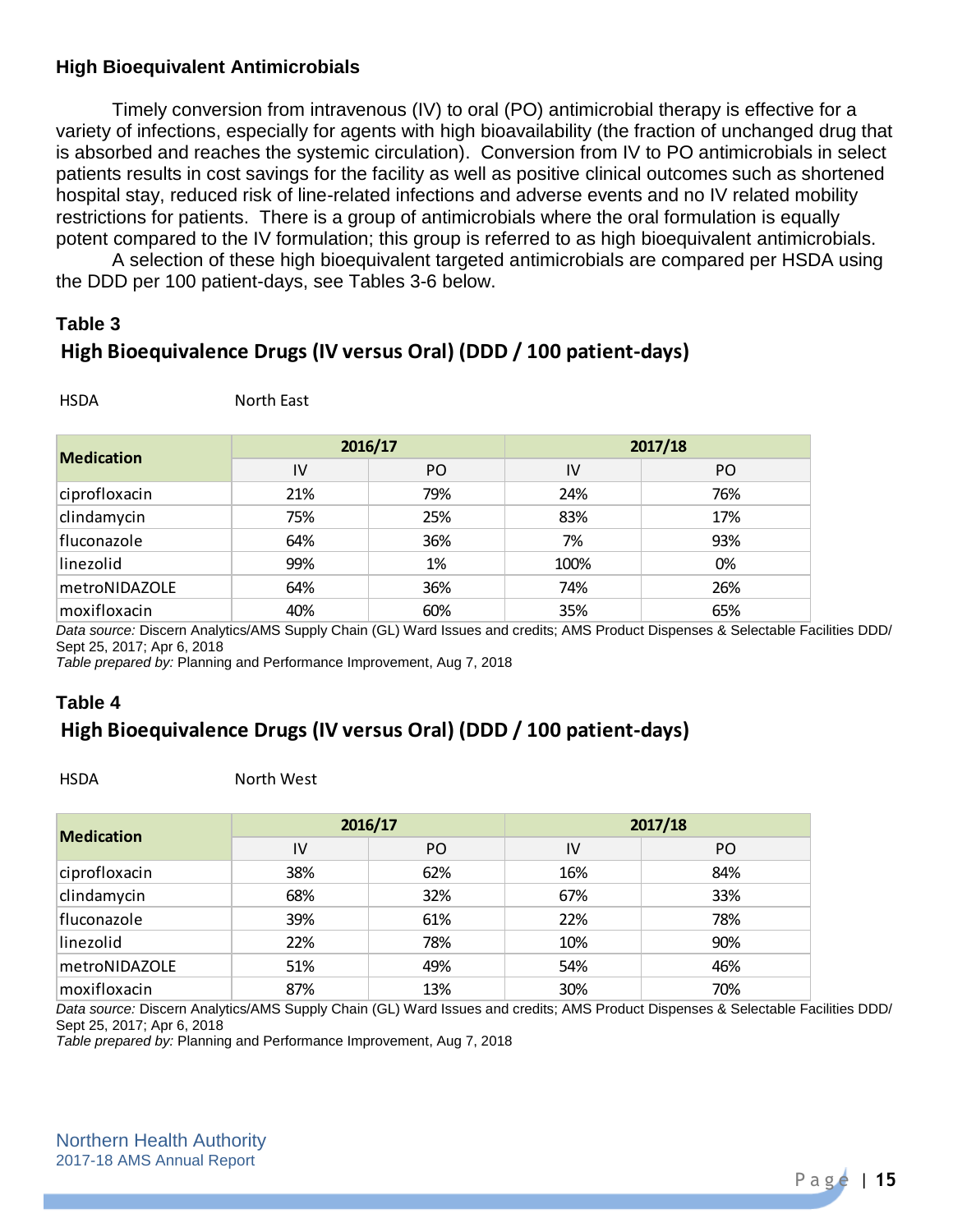## High Bioequivalent Antimicrobials

Timely conversion from intravenous (IV) to oral (PO) antimicrobial therapy is effective for a variety of infections, especially for agents with high bioavailability (the fraction of unchanged drug that is absorbed and reaches the systemic circulation). Conversion from IV to PO antimicrobials in select patients results in cost savings for the facility as well as positive clinical outcomes such as shortened hospital stay, reduced risk of line-related infections and adverse events and no IV related mobility restrictions for patients. There is a group of antimicrobials where the oral formulation is equally potent compared to the IV formulation; this group is referred to as high bioequivalent antimicrobials.

A selection of these high bioequivalent targeted antimicrobials are compared per HSDA using the DDD per 100 patient-days, see Tables 3-6 below.

### Table 3

**High Bioequivalence Drugs (IV versus Oral) (DDD / 100 patient-days)**

HSDA North East

| Medication | 2016/17 | | 2017/18 | |
|---|---|---|---|---|
| | IV | PO | IV | PO |
| ciprofloxacin | 21% | 79% | 24% | 76% |
| clindamycin | 75% | 25% | 83% | 17% |
| fluconazole | 64% | 36% | 7% | 93% |
| linezolid | 99% | 1% | 100% | 0% |
| metroNIDAZOLE | 64% | 36% | 74% | 26% |
| moxifloxacin | 40% | 60% | 35% | 65% |

*Data source:* Discern Analytics/AMS Supply Chain (GL) Ward Issues and credits; AMS Product Dispenses & Selectable Facilities DDD/ Sept 25, 2017; Apr 6, 2018
*Table prepared by:* Planning and Performance Improvement, Aug 7, 2018

### Table 4

**High Bioequivalence Drugs (IV versus Oral) (DDD / 100 patient-days)**

HSDA North West

| Medication | 2016/17 | | 2017/18 | |
|---|---|---|---|---|
| | IV | PO | IV | PO |
| ciprofloxacin | 38% | 62% | 16% | 84% |
| clindamycin | 68% | 32% | 67% | 33% |
| fluconazole | 39% | 61% | 22% | 78% |
| linezolid | 22% | 78% | 10% | 90% |
| metroNIDAZOLE | 51% | 49% | 54% | 46% |
| moxifloxacin | 87% | 13% | 30% | 70% |

*Data source:* Discern Analytics/AMS Supply Chain (GL) Ward Issues and credits; AMS Product Dispenses & Selectable Facilities DDD/ Sept 25, 2017; Apr 6, 2018
*Table prepared by:* Planning and Performance Improvement, Aug 7, 2018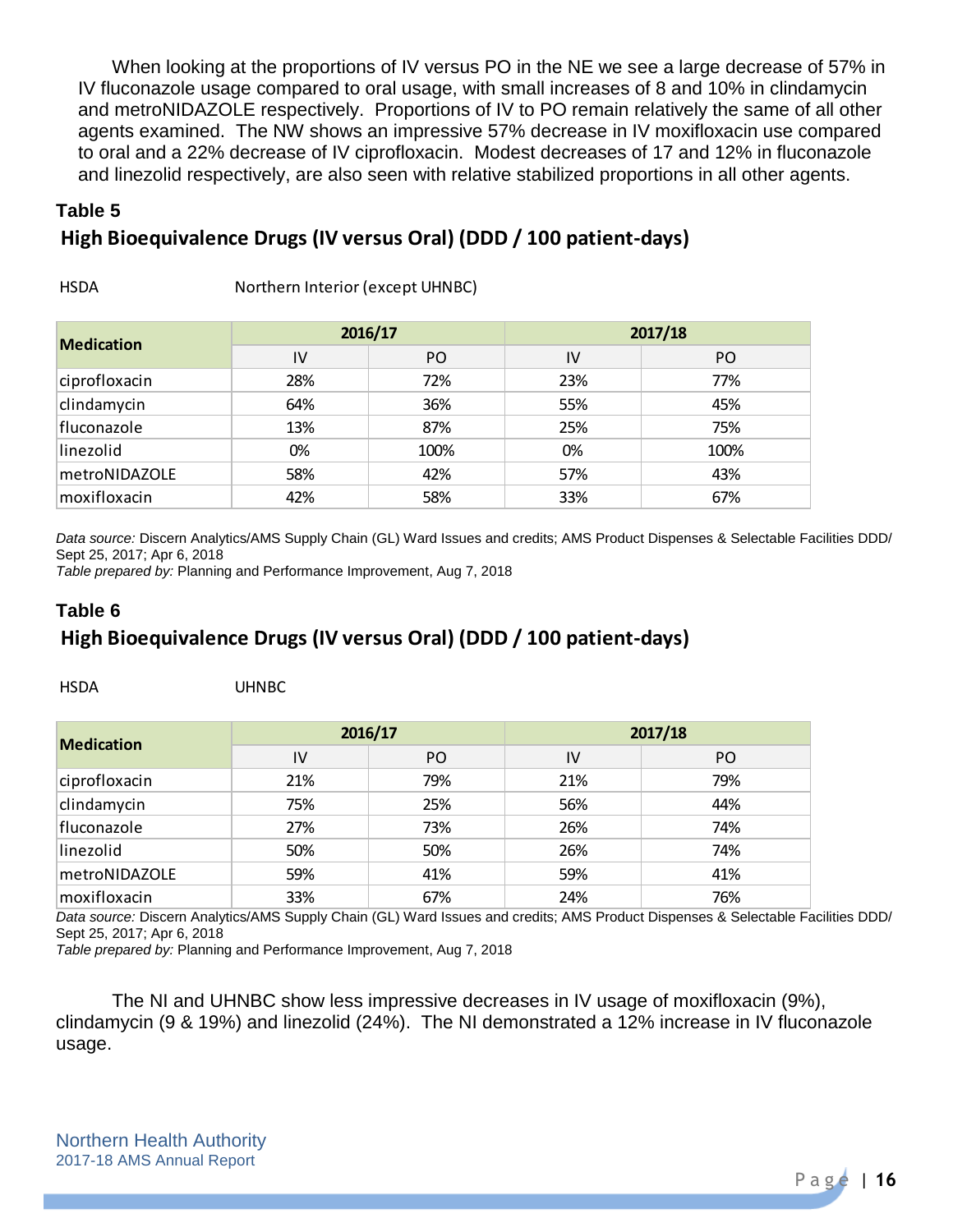When looking at the proportions of IV versus PO in the NE we see a large decrease of 57% in IV fluconazole usage compared to oral usage, with small increases of 8 and 10% in clindamycin and metroNIDAZOLE respectively. Proportions of IV to PO remain relatively the same of all other agents examined. The NW shows an impressive 57% decrease in IV moxifloxacin use compared to oral and a 22% decrease of IV ciprofloxacin. Modest decreases of 17 and 12% in fluconazole and linezolid respectively, are also seen with relative stabilized proportions in all other agents.

## Table 5

## High Bioequivalence Drugs (IV versus Oral) (DDD / 100 patient-days)

HSDA Northern Interior (except UHNBC)

| Medication | 2016/17 | | 2017/18 | |
|---|---|---|---|---|
| | IV | PO | IV | PO |
| ciprofloxacin | 28% | 72% | 23% | 77% |
| clindamycin | 64% | 36% | 55% | 45% |
| fluconazole | 13% | 87% | 25% | 75% |
| linezolid | 0% | 100% | 0% | 100% |
| metroNIDAZOLE | 58% | 42% | 57% | 43% |
| moxifloxacin | 42% | 58% | 33% | 67% |

*Data source:* Discern Analytics/AMS Supply Chain (GL) Ward Issues and credits; AMS Product Dispenses & Selectable Facilities DDD/ Sept 25, 2017; Apr 6, 2018
*Table prepared by:* Planning and Performance Improvement, Aug 7, 2018

## Table 6

## High Bioequivalence Drugs (IV versus Oral) (DDD / 100 patient-days)

HSDA UHNBC

| Medication | 2016/17 | | 2017/18 | |
|---|---|---|---|---|
| | IV | PO | IV | PO |
| ciprofloxacin | 21% | 79% | 21% | 79% |
| clindamycin | 75% | 25% | 56% | 44% |
| fluconazole | 27% | 73% | 26% | 74% |
| linezolid | 50% | 50% | 26% | 74% |
| metroNIDAZOLE | 59% | 41% | 59% | 41% |
| moxifloxacin | 33% | 67% | 24% | 76% |

*Data source:* Discern Analytics/AMS Supply Chain (GL) Ward Issues and credits; AMS Product Dispenses & Selectable Facilities DDD/ Sept 25, 2017; Apr 6, 2018
*Table prepared by:* Planning and Performance Improvement, Aug 7, 2018

The NI and UHNBC show less impressive decreases in IV usage of moxifloxacin (9%), clindamycin (9 & 19%) and linezolid (24%). The NI demonstrated a 12% increase in IV fluconazole usage.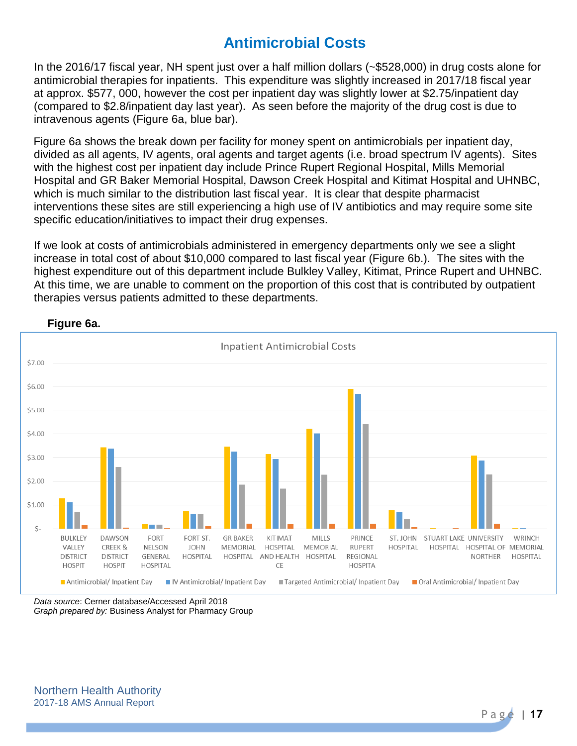# Antimicrobial Costs

In the 2016/17 fiscal year, NH spent just over a half million dollars (~$528,000) in drug costs alone for antimicrobial therapies for inpatients. This expenditure was slightly increased in 2017/18 fiscal year at approx. $577, 000, however the cost per inpatient day was slightly lower at $2.75/inpatient day (compared to $2.8/inpatient day last year). As seen before the majority of the drug cost is due to intravenous agents (Figure 6a, blue bar).

Figure 6a shows the break down per facility for money spent on antimicrobials per inpatient day, divided as all agents, IV agents, oral agents and target agents (i.e. broad spectrum IV agents). Sites with the highest cost per inpatient day include Prince Rupert Regional Hospital, Mills Memorial Hospital and GR Baker Memorial Hospital, Dawson Creek Hospital and Kitimat Hospital and UHNBC, which is much similar to the distribution last fiscal year. It is clear that despite pharmacist interventions these sites are still experiencing a high use of IV antibiotics and may require some site specific education/initiatives to impact their drug expenses.

If we look at costs of antimicrobials administered in emergency departments only we see a slight increase in total cost of about $10,000 compared to last fiscal year (Figure 6b.). The sites with the highest expenditure out of this department include Bulkley Valley, Kitimat, Prince Rupert and UHNBC. At this time, we are unable to comment on the proportion of this cost that is contributed by outpatient therapies versus patients admitted to these departments.

**Figure 6a.**

Inpatient Antimicrobial Costs

*Data source*: Cerner database/Accessed April 2018
*Graph prepared by:* Business Analyst for Pharmacy Group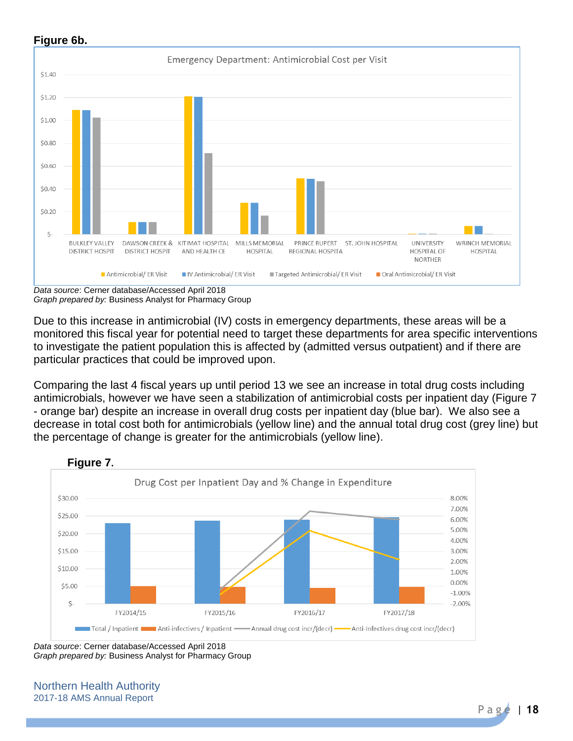**Figure 6b.**

Emergency Department: Antimicrobial Cost per Visit

*Data source*: Cerner database/Accessed April 2018
*Graph prepared by:* Business Analyst for Pharmacy Group

Due to this increase in antimicrobial (IV) costs in emergency departments, these areas will be a monitored this fiscal year for potential need to target these departments for area specific interventions to investigate the patient population this is affected by (admitted versus outpatient) and if there are particular practices that could be improved upon.

Comparing the last 4 fiscal years up until period 13 we see an increase in total drug costs including antimicrobials, however we have seen a stabilization of antimicrobial costs per inpatient day (Figure 7 - orange bar) despite an increase in overall drug costs per inpatient day (blue bar). We also see a decrease in total cost both for antimicrobials (yellow line) and the annual total drug cost (grey line) but the percentage of change is greater for the antimicrobials (yellow line).

**Figure 7.**

Drug Cost per Inpatient Day and % Change in Expenditure

*Data source*: Cerner database/Accessed April 2018
*Graph prepared by:* Business Analyst for Pharmacy Group

Northern Health Authority
2017-18 AMS Annual Report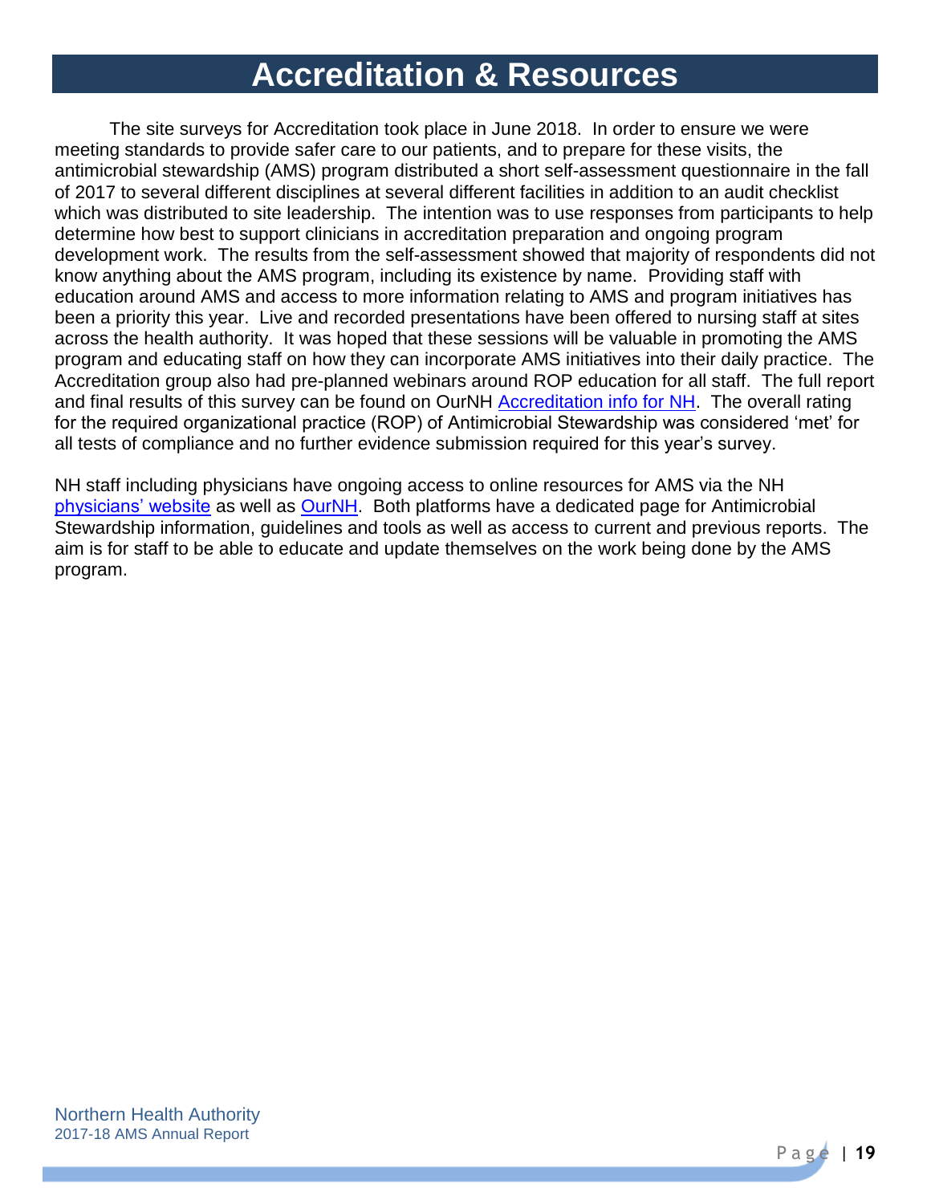# Accreditation & Resources

The site surveys for Accreditation took place in June 2018. In order to ensure we were meeting standards to provide safer care to our patients, and to prepare for these visits, the antimicrobial stewardship (AMS) program distributed a short self-assessment questionnaire in the fall of 2017 to several different disciplines at several different facilities in addition to an audit checklist which was distributed to site leadership. The intention was to use responses from participants to help determine how best to support clinicians in accreditation preparation and ongoing program development work. The results from the self-assessment showed that majority of respondents did not know anything about the AMS program, including its existence by name. Providing staff with education around AMS and access to more information relating to AMS and program initiatives has been a priority this year. Live and recorded presentations have been offered to nursing staff at sites across the health authority. It was hoped that these sessions will be valuable in promoting the AMS program and educating staff on how they can incorporate AMS initiatives into their daily practice. The Accreditation group also had pre-planned webinars around ROP education for all staff. The full report and final results of this survey can be found on OurNH Accreditation info for NH. The overall rating for the required organizational practice (ROP) of Antimicrobial Stewardship was considered 'met' for all tests of compliance and no further evidence submission required for this year's survey.

NH staff including physicians have ongoing access to online resources for AMS via the NH physicians' website as well as OurNH. Both platforms have a dedicated page for Antimicrobial Stewardship information, guidelines and tools as well as access to current and previous reports. The aim is for staff to be able to educate and update themselves on the work being done by the AMS program.